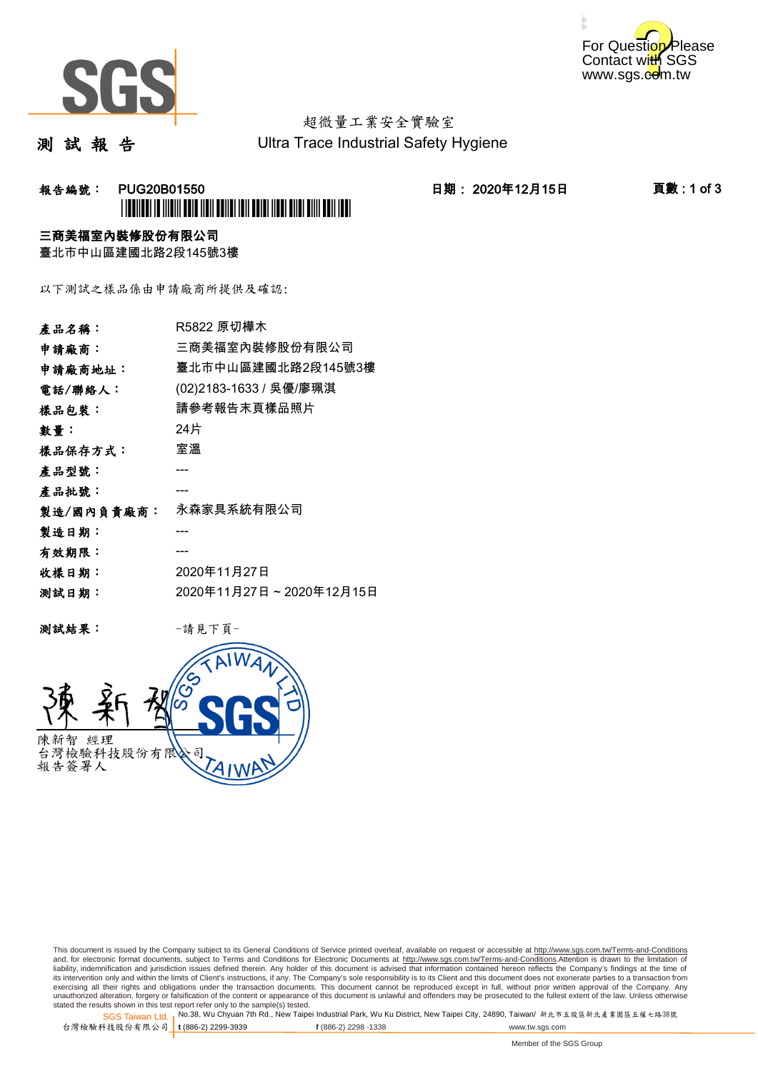超微量工業安全實驗室
Ultra Trace Industrial Safety Hygiene

# 測 試 報 告

**報告編號： PUG20B01550**

**日期： 2020年12月15日**

**三商美福室內裝修股份有限公司**
臺北市中山區建國北路2段145號3樓

以下測試之樣品係由申請廠商所提供及確認:

| | |
|---|---|
| 產品名稱： | R5822 原切樺木 |
| 申請廠商： | 三商美福室內裝修股份有限公司 |
| 申請廠商地址： | 臺北市中山區建國北路2段145號3樓 |
| 電話/聯絡人： | (02)2183-1633 / 吳優/廖珮淇 |
| 樣品包裝： | 請參考報告末頁樣品照片 |
| 數量： | 24片 |
| 樣品保存方式： | 室溫 |
| 產品型號： | --- |
| 產品批號： | --- |
| 製造/國內負責廠商： | 永森家具系統有限公司 |
| 製造日期： | --- |
| 有效期限： | --- |
| 收樣日期： | 2020年11月27日 |
| 測試日期： | 2020年11月27日 ~ 2020年12月15日 |

測試結果： -請見下頁-

陳新智 經理
台灣檢驗科技股份有限公司
報告簽署人

This document is issued by the Company subject to its General Conditions of Service printed overleaf, available on request or accessible at http://www.sgs.com.tw/Terms-and-Conditions and, for electronic format documents, subject to Terms and Conditions for Electronic Documents at http://www.sgs.com.tw/Terms-and-Conditions.Attention is drawn to the limitation of liability, indemnification and jurisdiction issues defined therein. Any holder of this document is advised that information contained hereon reflects the Company's findings at the time of its intervention only and within the limits of Client's instructions, if any. The Company's sole responsibility is to its Client and this document does not exonerate parties to a transaction from exercising all their rights and obligations under the transaction documents. This document cannot be reproduced except in full, without prior written approval of the Company. Any unauthorized alteration, forgery or falsification of the content or appearance of this document is unlawful and offenders may be prosecuted to the fullest extent of the law. Unless otherwise stated the results shown in this test report refer only to the sample(s) tested.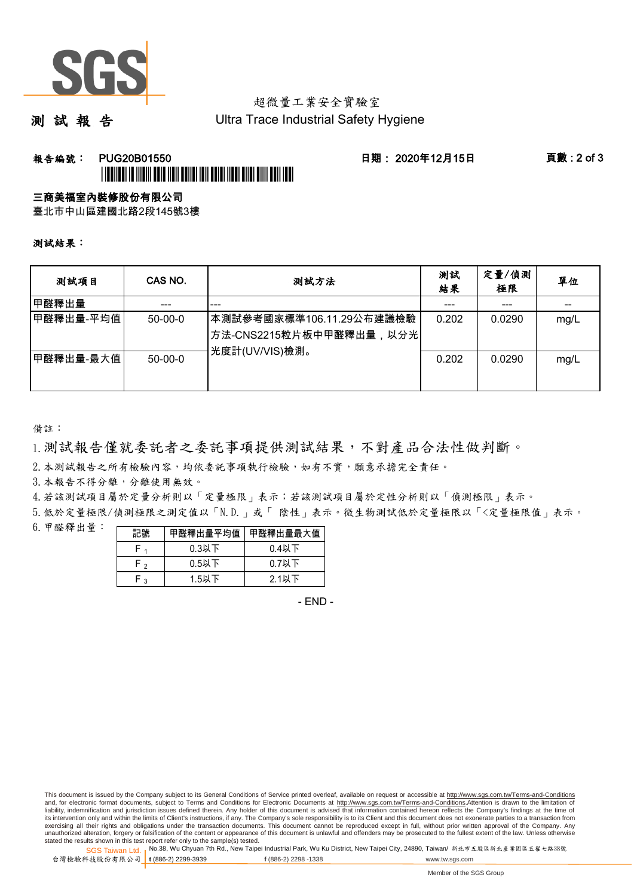# 測 試 報 告

超微量工業安全實驗室
Ultra Trace Industrial Safety Hygiene

**報告編號： PUG20B01550** **日期： 2020年12月15日**

**三商美福室內裝修股份有限公司**
臺北市中山區建國北路2段145號3樓

**測試結果：**

| 測試項目 | CAS NO. | 測試方法 | 測試結果 | 定量/偵測極限 | 單位 |
|---|---|---|---|---|---|
| 甲醛釋出量 | --- | --- | --- | --- | -- |
| 甲醛釋出量-平均值 | 50-00-0 | 本測試參考國家標準106.11.29公布建議檢驗方法-CNS2215粒片板中甲醛釋出量，以分光光度計(UV/VIS)檢測。 | 0.202 | 0.0290 | mg/L |
| 甲醛釋出量-最大值 | 50-00-0 | | 0.202 | 0.0290 | mg/L |

備註：

1. 測試報告僅就委託者之委託事項提供測試結果，不對產品合法性做判斷。
2. 本測試報告之所有檢驗內容，均依委託事項執行檢驗，如有不實，願意承擔完全責任。
3. 本報告不得分離，分離使用無效。
4. 若該測試項目屬於定量分析則以「定量極限」表示；若該測試項目屬於定性分析則以「偵測極限」表示。
5. 低於定量極限/偵測極限之測定值以「N.D.」或「 陰性」表示。微生物測試低於定量極限以「<定量極限值」表示。
6. 甲醛釋出量：

| 記號 | 甲醛釋出量平均值 | 甲醛釋出量最大值 |
|---|---|---|
| $F_1$ | 0.3以下 | 0.4以下 |
| $F_2$ | 0.5以下 | 0.7以下 |
| $F_3$ | 1.5以下 | 2.1以下 |

- END -

This document is issued by the Company subject to its General Conditions of Service printed overleaf, available on request or accessible at http://www.sgs.com.tw/Terms-and-Conditions and, for electronic format documents, subject to Terms and Conditions for Electronic Documents at http://www.sgs.com.tw/Terms-and-Conditions.Attention is drawn to the limitation of liability, indemnification and jurisdiction issues defined therein. Any holder of this document is advised that information contained hereon reflects the Company's findings at the time of its intervention only and within the limits of Client's instructions, if any. The Company's sole responsibility is to its Client and this document does not exonerate parties to a transaction from exercising all their rights and obligations under the transaction documents. This document cannot be reproduced except in full, without prior written approval of the Company. Any unauthorized alteration, forgery or falsification of the content or appearance of this document is unlawful and offenders may be prosecuted to the fullest extent of the law. Unless otherwise stated the results shown in this test report refer only to the sample(s) tested.

SGS Taiwan Ltd. 台灣檢驗科技股份有限公司 | No.38, Wu Chyuan 7th Rd., New Taipei Industrial Park, Wu Ku District, New Taipei City, 24890, Taiwan/ 新北市五股區新北產業園區五權七路38號 | t (886-2) 2299-3939 f (886-2) 2298 -1338 www.tw.sgs.com

Member of the SGS Group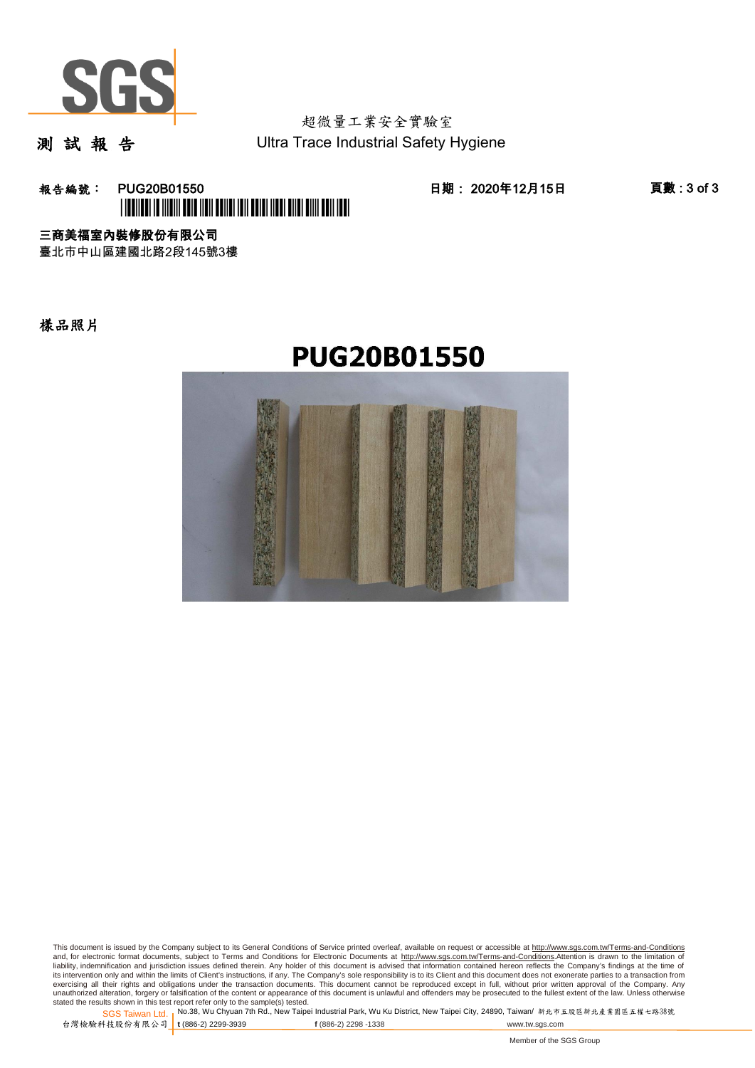超微量工業安全實驗室

# 測 試 報 告

Ultra Trace Industrial Safety Hygiene

**報告編號：** PUG20B01550 **日期：** 2020年12月15日

**三商美福室內裝修股份有限公司**

臺北市中山區建國北路2段145號3樓

## 樣品照片

**PUG20B01550**

This document is issued by the Company subject to its General Conditions of Service printed overleaf, available on request or accessible at http://www.sgs.com.tw/Terms-and-Conditions and, for electronic format documents, subject to Terms and Conditions for Electronic Documents at http://www.sgs.com.tw/Terms-and-Conditions.Attention is drawn to the limitation of liability, indemnification and jurisdiction issues defined therein. Any holder of this document is advised that information contained hereon reflects the Company's findings at the time of its intervention only and within the limits of Client's instructions, if any. The Company's sole responsibility is to its Client and this document does not exonerate parties to a transaction from exercising all their rights and obligations under the transaction documents. This document cannot be reproduced except in full, without prior written approval of the Company. Any unauthorized alteration, forgery or falsification of the content or appearance of this document is unlawful and offenders may be prosecuted to the fullest extent of the law. Unless otherwise stated the results shown in this test report refer only to the sample(s) tested.

SGS Taiwan Ltd. No.38, Wu Chyuan 7th Rd., New Taipei Industrial Park, Wu Ku District, New Taipei City, 24890, Taiwan/ 新北市五股區新北產業園區五權七路38號

台灣檢驗科技股份有限公司 t (886-2) 2299-3939 f (886-2) 2298 -1338 www.tw.sgs.com

Member of the SGS Group